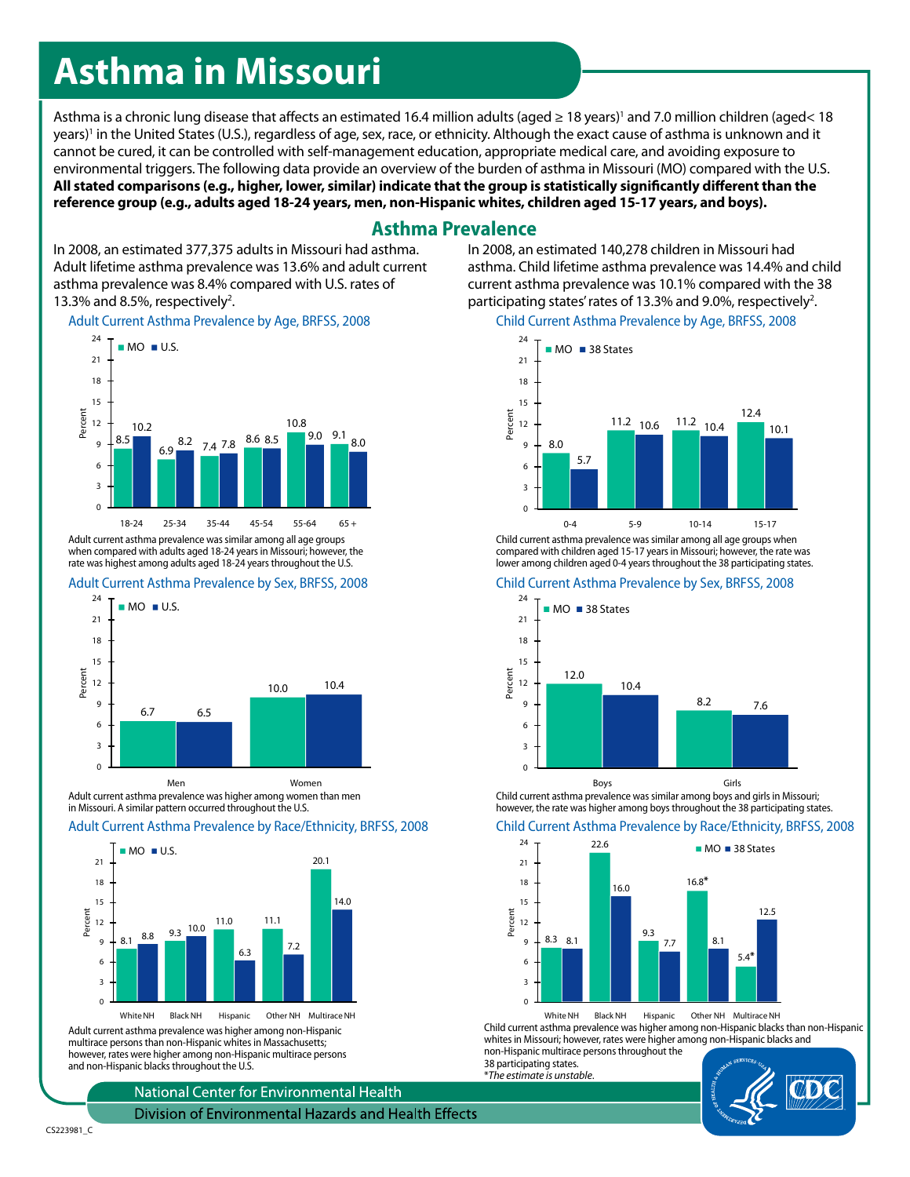# Asthma in Missouri

Asthma is a chronic lung disease that affects an estimated 16.4 million adults (aged ≥ 18 years)[1] and 7.0 million children (aged< 18 years)[1] in the United States (U.S.), regardless of age, sex, race, or ethnicity. Although the exact cause of asthma is unknown and it cannot be cured, it can be controlled with self-management education, appropriate medical care, and avoiding exposure to environmental triggers. The following data provide an overview of the burden of asthma in Missouri (MO) compared with the U.S. **All stated comparisons (e.g., higher, lower, similar) indicate that the group is statistically significantly different than the reference group (e.g., adults aged 18-24 years, men, non-Hispanic whites, children aged 15-17 years, and boys).**

## Asthma Prevalence

In 2008, an estimated 377,375 adults in Missouri had asthma. Adult lifetime asthma prevalence was 13.6% and adult current asthma prevalence was 8.4% compared with U.S. rates of 13.3% and 8.5%, respectively[2].

### Adult Current Asthma Prevalence by Age, BRFSS, 2008

| Age | MO (%) | U.S. (%) |
|---|---|---|
| 18-24 | 8.5 | 10.2 |
| 25-34 | 6.9 | 8.2 |
| 35-44 | 7.4 | 7.8 |
| 45-54 | 8.6 | 8.5 |
| 55-64 | 10.8 | 9.0 |
| 65 + | 9.1 | 8.0 |

Adult current asthma prevalence was similar among all age groups when compared with adults aged 18-24 years in Missouri; however, the rate was highest among adults aged 18-24 years throughout the U.S.

### Adult Current Asthma Prevalence by Sex, BRFSS, 2008

| Sex | MO (%) | U.S. (%) |
|---|---|---|
| Men | 6.7 | 6.5 |
| Women | 10.0 | 10.4 |

Adult current asthma prevalence was higher among women than men in Missouri. A similar pattern occurred throughout the U.S.

### Adult Current Asthma Prevalence by Race/Ethnicity, BRFSS, 2008

| Race/Ethnicity | MO (%) | U.S. (%) |
|---|---|---|
| White NH | 8.1 | 8.8 |
| Black NH | 9.3 | 10.0 |
| Hispanic | 11.0 | 6.3 |
| Other NH | 11.1 | 7.2 |
| Multirace NH | 20.1 | 14.0 |

Adult current asthma prevalence was higher among non-Hispanic multirace persons than non-Hispanic whites in Massachusetts; however, rates were higher among non-Hispanic multirace persons and non-Hispanic blacks throughout the U.S.

In 2008, an estimated 140,278 children in Missouri had asthma. Child lifetime asthma prevalence was 14.4% and child current asthma prevalence was 10.1% compared with the 38 participating states' rates of 13.3% and 9.0%, respectively[2].

### Child Current Asthma Prevalence by Age, BRFSS, 2008

| Age | MO (%) | 38 States (%) |
|---|---|---|
| 0-4 | 8.0 | 5.7 |
| 5-9 | 11.2 | 10.6 |
| 10-14 | 11.2 | 10.4 |
| 15-17 | 12.4 | 10.1 |

Child current asthma prevalence was similar among all age groups when compared with children aged 15-17 years in Missouri; however, the rate was lower among children aged 0-4 years throughout the 38 participating states.

### Child Current Asthma Prevalence by Sex, BRFSS, 2008

| Sex | MO (%) | 38 States (%) |
|---|---|---|
| Boys | 12.0 | 10.4 |
| Girls | 8.2 | 7.6 |

Child current asthma prevalence was similar among boys and girls in Missouri; however, the rate was higher among boys throughout the 38 participating states.

### Child Current Asthma Prevalence by Race/Ethnicity, BRFSS, 2008

| Race/Ethnicity | MO (%) | 38 States (%) |
|---|---|---|
| White NH | 8.3 | 8.1 |
| Black NH | 22.6 | 16.0 |
| Hispanic | 9.3 | 7.7 |
| Other NH | 16.8* | 8.1 |
| Multirace NH | 5.4* | 12.5 |

Child current asthma prevalence was higher among non-Hispanic blacks than non-Hispanic whites in Missouri; however, rates were higher among non-Hispanic blacks and non-Hispanic multirace persons throughout the 38 participating states.

*The estimate is unstable.*

National Center for Environmental Health
Division of Environmental Hazards and Health Effects

CS223981_C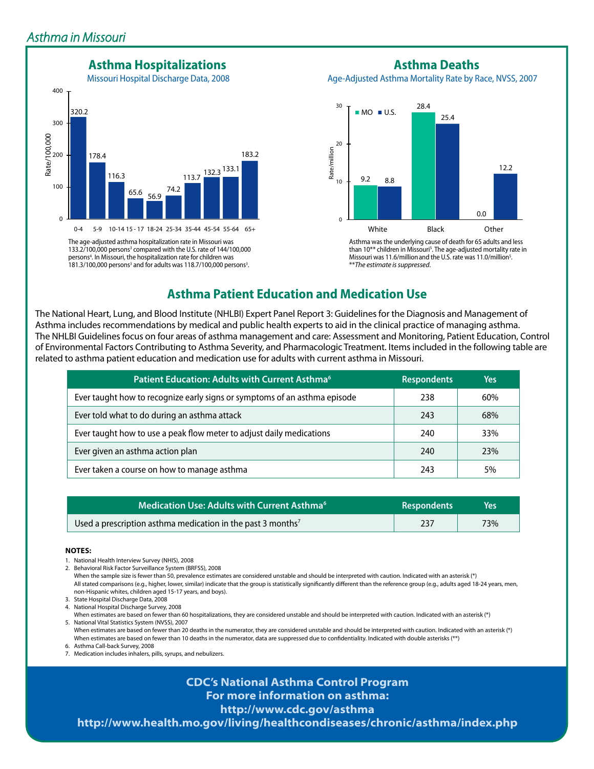*Asthma in Missouri*

## Asthma Hospitalizations

Missouri Hospital Discharge Data, 2008

Rate/100,000

400
300
200
100
0

320.2
178.4
116.3
65.6
56.9
74.2
113.7
132.3
133.1
183.2

0-4 5-9 10-14 15 - 17 18-24 25-34 35-44 45-54 55-64 65+

The age-adjusted asthma hospitalization rate in Missouri was 133.2/100,000 persons[3] compared with the U.S. rate of 144/100,000 persons[4]. In Missouri, the hospitalization rate for children was 181.3/100,000 persons[3] and for adults was 118.7/100,000 persons[3].

## Asthma Deaths

Age-Adjusted Asthma Mortality Rate by Race, NVSS, 2007

Rate/million

30
20
10
0

MO U.S.

9.2 8.8
28.4 25.4
0.0 12.2

White Black Other

Asthma was the underlying cause of death for 65 adults and less than 10** children in Missouri[5]. The age-adjusted mortality rate in Missouri was 11.6/million and the U.S. rate was 11.0/million[5].
***The estimate is suppressed.*

## Asthma Patient Education and Medication Use

The National Heart, Lung, and Blood Institute (NHLBI) Expert Panel Report 3: Guidelines for the Diagnosis and Management of Asthma includes recommendations by medical and public health experts to aid in the clinical practice of managing asthma. The NHLBI Guidelines focus on four areas of asthma management and care: Assessment and Monitoring, Patient Education, Control of Environmental Factors Contributing to Asthma Severity, and Pharmacologic Treatment. Items included in the following table are related to asthma patient education and medication use for adults with current asthma in Missouri.

| Patient Education: Adults with Current Asthma[6] | Respondents | Yes |
|---|---|---|
| Ever taught how to recognize early signs or symptoms of an asthma episode | 238 | 60% |
| Ever told what to do during an asthma attack | 243 | 68% |
| Ever taught how to use a peak flow meter to adjust daily medications | 240 | 33% |
| Ever given an asthma action plan | 240 | 23% |
| Ever taken a course on how to manage asthma | 243 | 5% |

| Medication Use: Adults with Current Asthma[6] | Respondents | Yes |
|---|---|---|
| Used a prescription asthma medication in the past 3 months[7] | 237 | 73% |

**NOTES:**

1. National Health Interview Survey (NHIS), 2008
2. Behavioral Risk Factor Surveillance System (BRFSS), 2008
   When the sample size is fewer than 50, prevalence estimates are considered unstable and should be interpreted with caution. Indicated with an asterisk (*)
   All stated comparisons (e.g., higher, lower, similar) indicate that the group is statistically significantly different than the reference group (e.g., adults aged 18-24 years, men, non-Hispanic whites, children aged 15-17 years, and boys).
3. State Hospital Discharge Data, 2008
4. National Hospital Discharge Survey, 2008
   When estimates are based on fewer than 60 hospitalizations, they are considered unstable and should be interpreted with caution. Indicated with an asterisk (*)
5. National Vital Statistics System (NVSS), 2007
   When estimates are based on fewer than 20 deaths in the numerator, they are considered unstable and should be interpreted with caution. Indicated with an asterisk (*)
   When estimates are based on fewer than 10 deaths in the numerator, data are suppressed due to confidentiality. Indicated with double asterisks (**)
6. Asthma Call-back Survey, 2008
7. Medication includes inhalers, pills, syrups, and nebulizers.

**CDC's National Asthma Control Program**
**For more information on asthma:**
**http://www.cdc.gov/asthma**
**http://www.health.mo.gov/living/healthcondiseases/chronic/asthma/index.php**